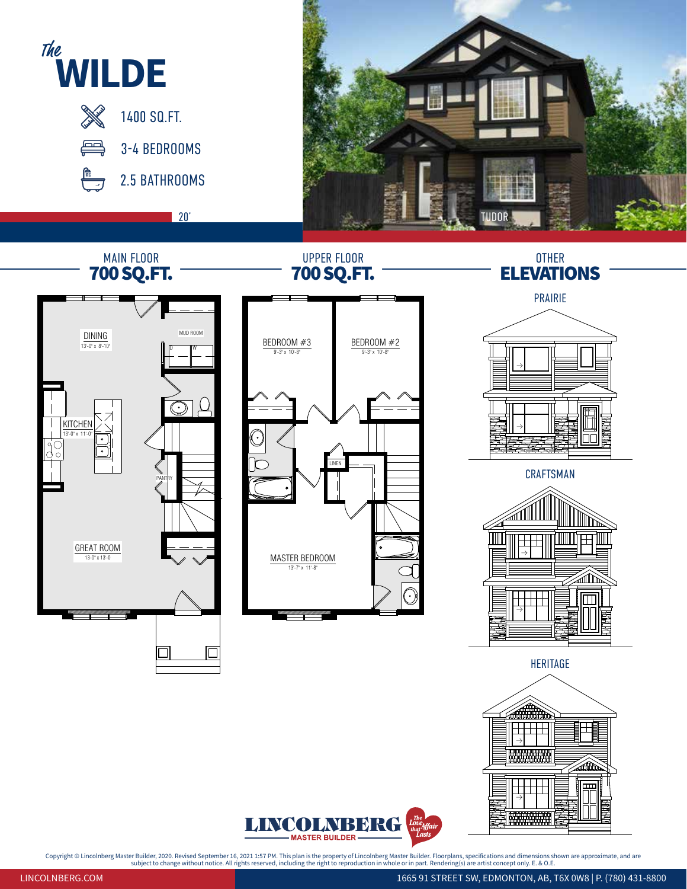# *The* WILDE

- 1400 SQ.FT.
- 3-4 BEDROOMS
- 2.5 BATHROOMS

20'

TUDOR

## MAIN FLOOR
**700 SQ.FT.**

DINING
13'-0" x 8'-10"

MUD ROOM

KITCHEN
13'-0" x 11'-0"

PANTRY

GREAT ROOM
13'-0" x 13'-0

## UPPER FLOOR
**700 SQ.FT.**

BEDROOM #3
9'-3" x 10'-8"

BEDROOM #2
9'-3" x 10'-8"

LINEN

MASTER BEDROOM
13'-7" x 11'-8"

## OTHER ELEVATIONS

PRAIRIE

CRAFTSMAN

HERITAGE

LINCOLNBERG MASTER BUILDER — The Love Affair that Lasts

Copyright © Lincolnberg Master Builder, 2020. Revised September 16, 2021 1:57 PM. This plan is the property of Lincolnberg Master Builder. Floorplans, specifications and dimensions shown are approximate, and are subject to change without notice. All rights reserved, including the right to reproduction in whole or in part. Rendering(s) are artist concept only. E. & O.E.

LINCOLNBERG.COM

1665 91 STREET SW, EDMONTON, AB, T6X 0W8 | P. (780) 431-8800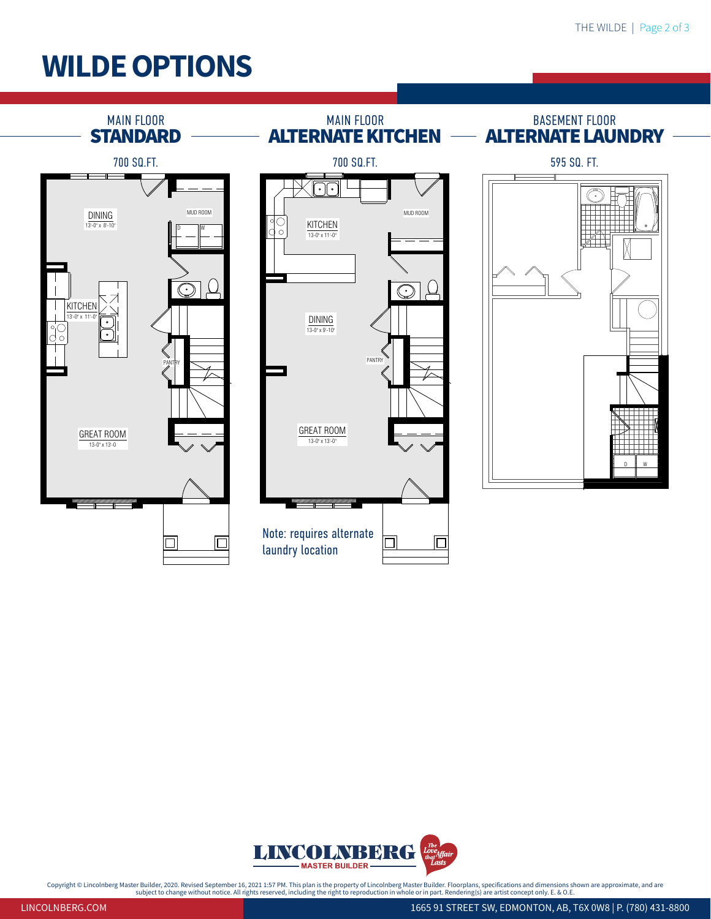# WILDE OPTIONS

## MAIN FLOOR
## STANDARD

700 SQ.FT.

DINING
13'-0" x 8'-10"

MUD ROOM

KITCHEN
13'-0" x 11'-0"

PANTRY

GREAT ROOM
13'-0" x 13'-0

## MAIN FLOOR
## ALTERNATE KITCHEN

700 SQ.FT.

KITCHEN
13'-0" x 11'-0"

MUD ROOM

DINING
13'-0" x 9'-10"

PANTRY

GREAT ROOM
13'-0" x 13'-0"

Note: requires alternate laundry location

## BASEMENT FLOOR
## ALTERNATE LAUNDRY

595 SQ. FT.

D W

Copyright © Lincolnberg Master Builder, 2020. Revised September 16, 2021 1:57 PM. This plan is the property of Lincolnberg Master Builder. Floorplans, specifications and dimensions shown are approximate, and are subject to change without notice. All rights reserved, including the right to reproduction in whole or in part. Rendering(s) are artist concept only. E. & O.E.

LINCOLNBERG.COM

1665 91 STREET SW, EDMONTON, AB, T6X 0W8 | P. (780) 431-8800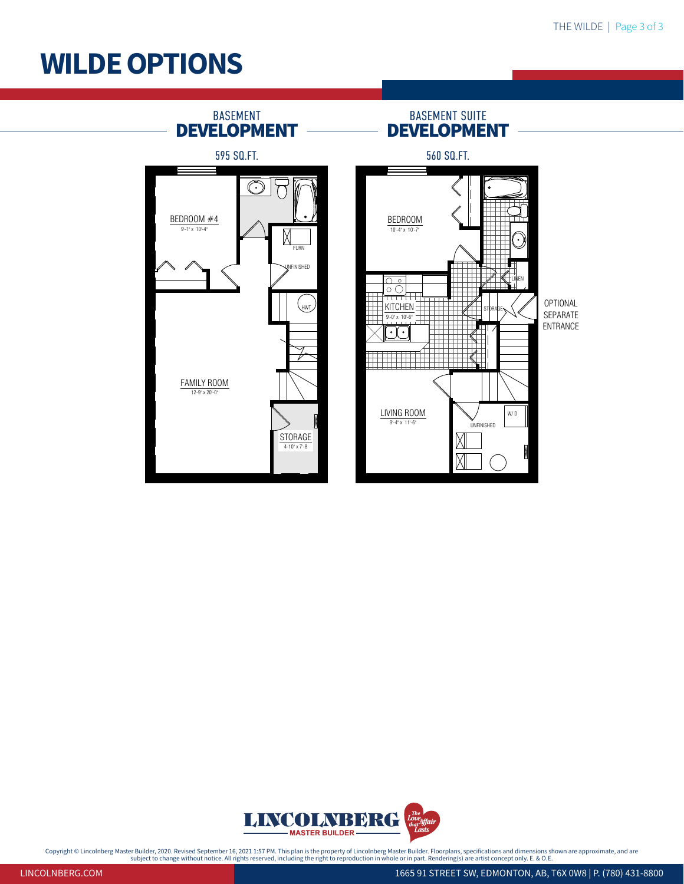# WILDE OPTIONS

## BASEMENT DEVELOPMENT

595 SQ.FT.

BEDROOM #4
9'-1" x 10'-4"

FURN

UNFINISHED

HWT

FAMILY ROOM
12-9" x 20'-0"

STORAGE
4-10" x 7'-8

## BASEMENT SUITE DEVELOPMENT

560 SQ.FT.

BEDROOM
10'-4" x 10'-7"

LINEN

KITCHEN
9'-0" x 10'-6"

STORAGE

OPTIONAL SEPARATE ENTRANCE

LIVING ROOM
9'-4" x 11'-6"

W/D

UNFINISHED

LINCOLNBERG MASTER BUILDER

The Love Affair that Lasts

Copyright © Lincolnberg Master Builder, 2020. Revised September 16, 2021 1:57 PM. This plan is the property of Lincolnberg Master Builder. Floorplans, specifications and dimensions shown are approximate, and are subject to change without notice. All rights reserved, including the right to reproduction in whole or in part. Rendering(s) are artist concept only. E. & O.E.

LINCOLNBERG.COM

1665 91 STREET SW, EDMONTON, AB, T6X 0W8 | P. (780) 431-8800